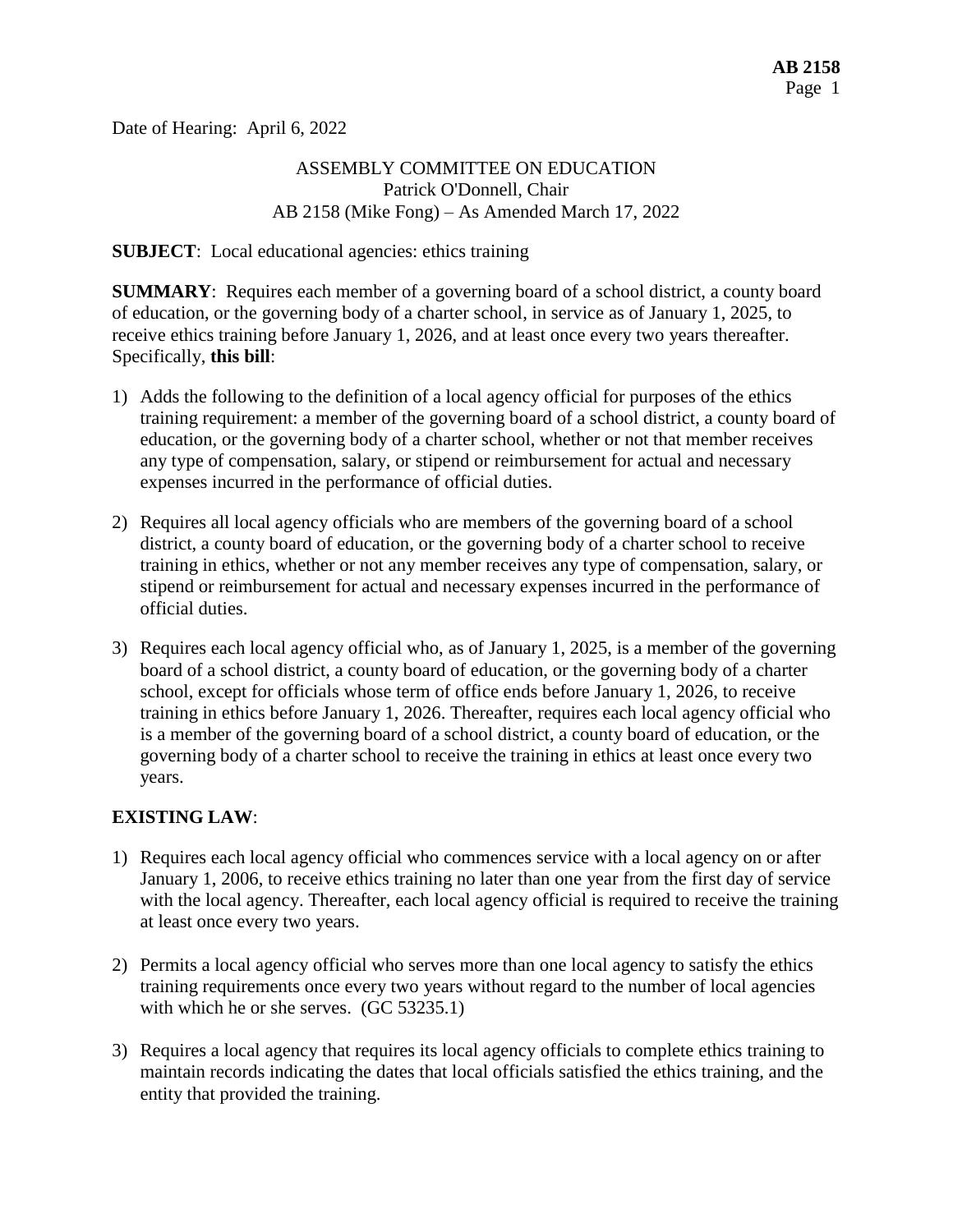Date of Hearing: April 6, 2022

ASSEMBLY COMMITTEE ON EDUCATION
Patrick O'Donnell, Chair
AB 2158 (Mike Fong) – As Amended March 17, 2022

**SUBJECT**: Local educational agencies: ethics training

**SUMMARY**: Requires each member of a governing board of a school district, a county board of education, or the governing body of a charter school, in service as of January 1, 2025, to receive ethics training before January 1, 2026, and at least once every two years thereafter. Specifically, **this bill**:

1) Adds the following to the definition of a local agency official for purposes of the ethics training requirement: a member of the governing board of a school district, a county board of education, or the governing body of a charter school, whether or not that member receives any type of compensation, salary, or stipend or reimbursement for actual and necessary expenses incurred in the performance of official duties.

2) Requires all local agency officials who are members of the governing board of a school district, a county board of education, or the governing body of a charter school to receive training in ethics, whether or not any member receives any type of compensation, salary, or stipend or reimbursement for actual and necessary expenses incurred in the performance of official duties.

3) Requires each local agency official who, as of January 1, 2025, is a member of the governing board of a school district, a county board of education, or the governing body of a charter school, except for officials whose term of office ends before January 1, 2026, to receive training in ethics before January 1, 2026. Thereafter, requires each local agency official who is a member of the governing board of a school district, a county board of education, or the governing body of a charter school to receive the training in ethics at least once every two years.

**EXISTING LAW**:

1) Requires each local agency official who commences service with a local agency on or after January 1, 2006, to receive ethics training no later than one year from the first day of service with the local agency. Thereafter, each local agency official is required to receive the training at least once every two years.

2) Permits a local agency official who serves more than one local agency to satisfy the ethics training requirements once every two years without regard to the number of local agencies with which he or she serves. (GC 53235.1)

3) Requires a local agency that requires its local agency officials to complete ethics training to maintain records indicating the dates that local officials satisfied the ethics training, and the entity that provided the training.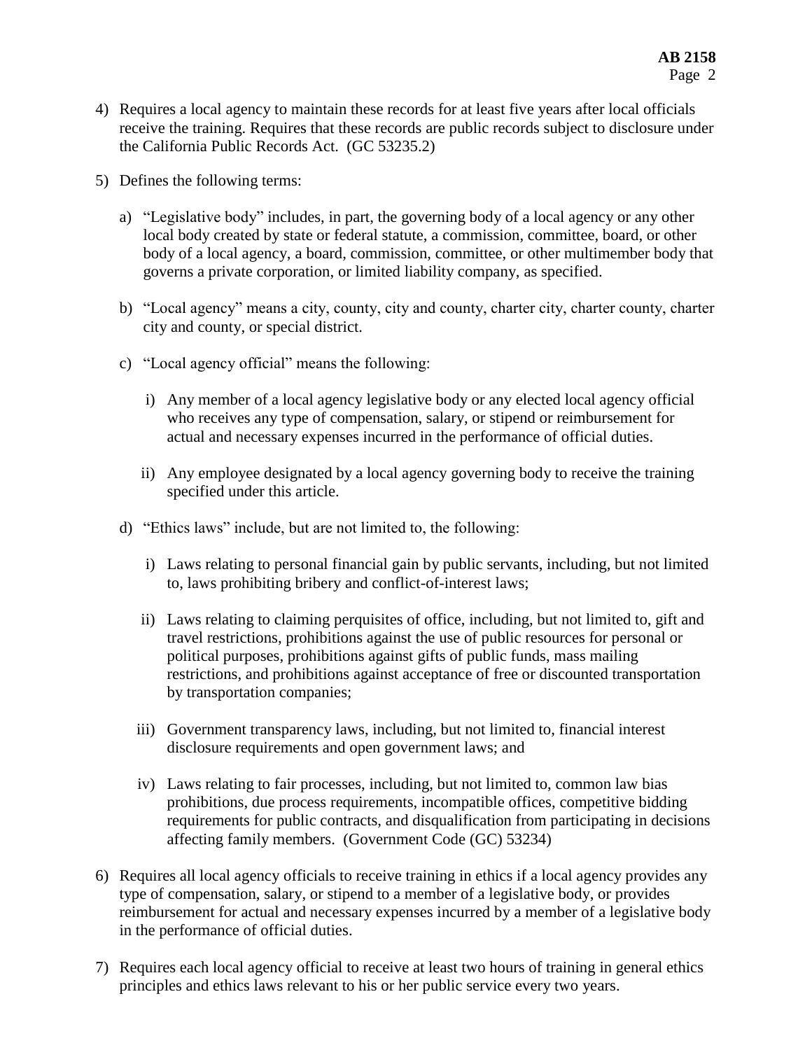4) Requires a local agency to maintain these records for at least five years after local officials receive the training. Requires that these records are public records subject to disclosure under the California Public Records Act. (GC 53235.2)

5) Defines the following terms:

   a) "Legislative body" includes, in part, the governing body of a local agency or any other local body created by state or federal statute, a commission, committee, board, or other body of a local agency, a board, commission, committee, or other multimember body that governs a private corporation, or limited liability company, as specified.

   b) "Local agency" means a city, county, city and county, charter city, charter county, charter city and county, or special district.

   c) "Local agency official" means the following:

      i) Any member of a local agency legislative body or any elected local agency official who receives any type of compensation, salary, or stipend or reimbursement for actual and necessary expenses incurred in the performance of official duties.

      ii) Any employee designated by a local agency governing body to receive the training specified under this article.

   d) "Ethics laws" include, but are not limited to, the following:

      i) Laws relating to personal financial gain by public servants, including, but not limited to, laws prohibiting bribery and conflict-of-interest laws;

      ii) Laws relating to claiming perquisites of office, including, but not limited to, gift and travel restrictions, prohibitions against the use of public resources for personal or political purposes, prohibitions against gifts of public funds, mass mailing restrictions, and prohibitions against acceptance of free or discounted transportation by transportation companies;

      iii) Government transparency laws, including, but not limited to, financial interest disclosure requirements and open government laws; and

      iv) Laws relating to fair processes, including, but not limited to, common law bias prohibitions, due process requirements, incompatible offices, competitive bidding requirements for public contracts, and disqualification from participating in decisions affecting family members. (Government Code (GC) 53234)

6) Requires all local agency officials to receive training in ethics if a local agency provides any type of compensation, salary, or stipend to a member of a legislative body, or provides reimbursement for actual and necessary expenses incurred by a member of a legislative body in the performance of official duties.

7) Requires each local agency official to receive at least two hours of training in general ethics principles and ethics laws relevant to his or her public service every two years.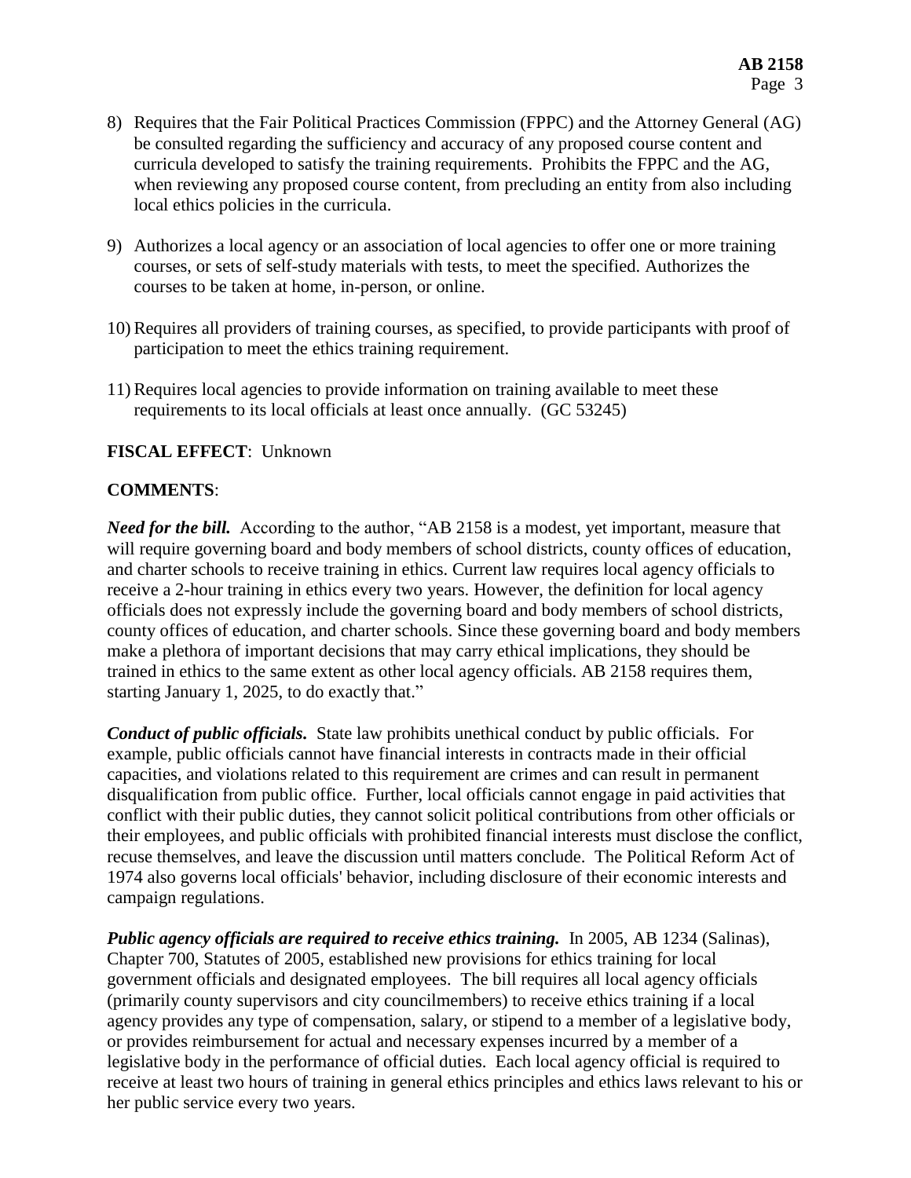8) Requires that the Fair Political Practices Commission (FPPC) and the Attorney General (AG) be consulted regarding the sufficiency and accuracy of any proposed course content and curricula developed to satisfy the training requirements. Prohibits the FPPC and the AG, when reviewing any proposed course content, from precluding an entity from also including local ethics policies in the curricula.

9) Authorizes a local agency or an association of local agencies to offer one or more training courses, or sets of self-study materials with tests, to meet the specified. Authorizes the courses to be taken at home, in-person, or online.

10) Requires all providers of training courses, as specified, to provide participants with proof of participation to meet the ethics training requirement.

11) Requires local agencies to provide information on training available to meet these requirements to its local officials at least once annually. (GC 53245)

**FISCAL EFFECT**: Unknown

**COMMENTS**:

***Need for the bill.*** According to the author, "AB 2158 is a modest, yet important, measure that will require governing board and body members of school districts, county offices of education, and charter schools to receive training in ethics. Current law requires local agency officials to receive a 2-hour training in ethics every two years. However, the definition for local agency officials does not expressly include the governing board and body members of school districts, county offices of education, and charter schools. Since these governing board and body members make a plethora of important decisions that may carry ethical implications, they should be trained in ethics to the same extent as other local agency officials. AB 2158 requires them, starting January 1, 2025, to do exactly that."

***Conduct of public officials.*** State law prohibits unethical conduct by public officials. For example, public officials cannot have financial interests in contracts made in their official capacities, and violations related to this requirement are crimes and can result in permanent disqualification from public office. Further, local officials cannot engage in paid activities that conflict with their public duties, they cannot solicit political contributions from other officials or their employees, and public officials with prohibited financial interests must disclose the conflict, recuse themselves, and leave the discussion until matters conclude. The Political Reform Act of 1974 also governs local officials' behavior, including disclosure of their economic interests and campaign regulations.

***Public agency officials are required to receive ethics training.*** In 2005, AB 1234 (Salinas), Chapter 700, Statutes of 2005, established new provisions for ethics training for local government officials and designated employees. The bill requires all local agency officials (primarily county supervisors and city councilmembers) to receive ethics training if a local agency provides any type of compensation, salary, or stipend to a member of a legislative body, or provides reimbursement for actual and necessary expenses incurred by a member of a legislative body in the performance of official duties. Each local agency official is required to receive at least two hours of training in general ethics principles and ethics laws relevant to his or her public service every two years.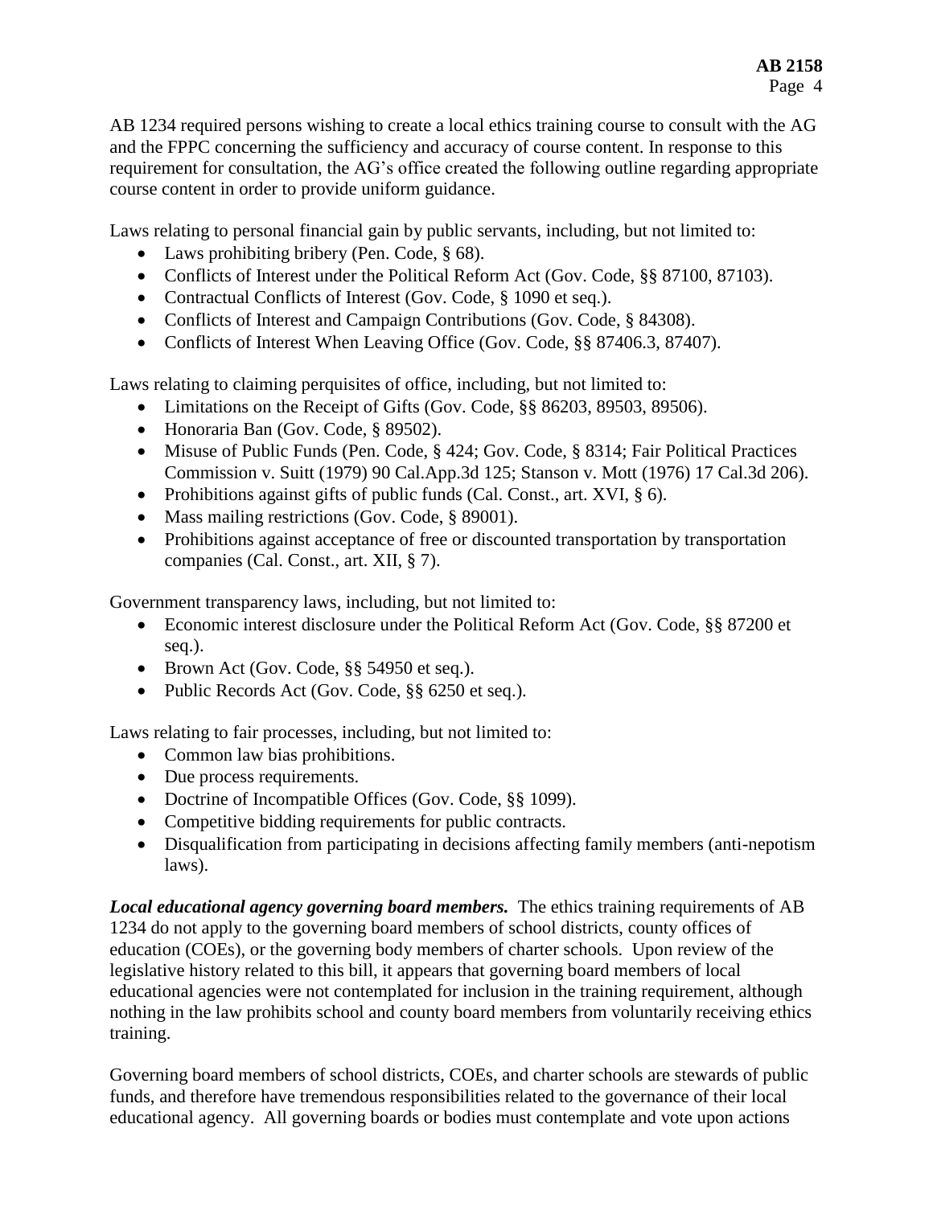AB 1234 required persons wishing to create a local ethics training course to consult with the AG and the FPPC concerning the sufficiency and accuracy of course content. In response to this requirement for consultation, the AG's office created the following outline regarding appropriate course content in order to provide uniform guidance.

Laws relating to personal financial gain by public servants, including, but not limited to:

- Laws prohibiting bribery (Pen. Code, § 68).
- Conflicts of Interest under the Political Reform Act (Gov. Code, §§ 87100, 87103).
- Contractual Conflicts of Interest (Gov. Code, § 1090 et seq.).
- Conflicts of Interest and Campaign Contributions (Gov. Code, § 84308).
- Conflicts of Interest When Leaving Office (Gov. Code, §§ 87406.3, 87407).

Laws relating to claiming perquisites of office, including, but not limited to:

- Limitations on the Receipt of Gifts (Gov. Code, §§ 86203, 89503, 89506).
- Honoraria Ban (Gov. Code, § 89502).
- Misuse of Public Funds (Pen. Code, § 424; Gov. Code, § 8314; Fair Political Practices Commission v. Suitt (1979) 90 Cal.App.3d 125; Stanson v. Mott (1976) 17 Cal.3d 206).
- Prohibitions against gifts of public funds (Cal. Const., art. XVI, § 6).
- Mass mailing restrictions (Gov. Code, § 89001).
- Prohibitions against acceptance of free or discounted transportation by transportation companies (Cal. Const., art. XII, § 7).

Government transparency laws, including, but not limited to:

- Economic interest disclosure under the Political Reform Act (Gov. Code, §§ 87200 et seq.).
- Brown Act (Gov. Code, §§ 54950 et seq.).
- Public Records Act (Gov. Code, §§ 6250 et seq.).

Laws relating to fair processes, including, but not limited to:

- Common law bias prohibitions.
- Due process requirements.
- Doctrine of Incompatible Offices (Gov. Code, §§ 1099).
- Competitive bidding requirements for public contracts.
- Disqualification from participating in decisions affecting family members (anti-nepotism laws).

***Local educational agency governing board members.*** The ethics training requirements of AB 1234 do not apply to the governing board members of school districts, county offices of education (COEs), or the governing body members of charter schools. Upon review of the legislative history related to this bill, it appears that governing board members of local educational agencies were not contemplated for inclusion in the training requirement, although nothing in the law prohibits school and county board members from voluntarily receiving ethics training.

Governing board members of school districts, COEs, and charter schools are stewards of public funds, and therefore have tremendous responsibilities related to the governance of their local educational agency. All governing boards or bodies must contemplate and vote upon actions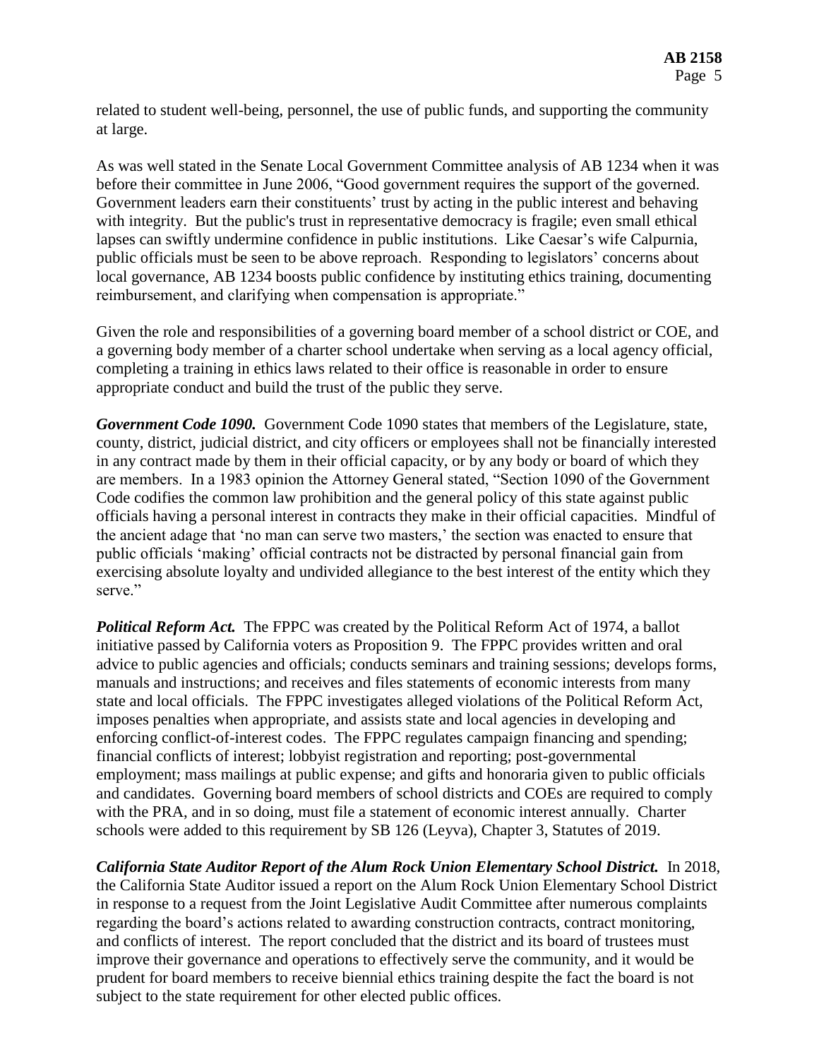related to student well-being, personnel, the use of public funds, and supporting the community at large.

As was well stated in the Senate Local Government Committee analysis of AB 1234 when it was before their committee in June 2006, "Good government requires the support of the governed. Government leaders earn their constituents' trust by acting in the public interest and behaving with integrity. But the public's trust in representative democracy is fragile; even small ethical lapses can swiftly undermine confidence in public institutions. Like Caesar's wife Calpurnia, public officials must be seen to be above reproach. Responding to legislators' concerns about local governance, AB 1234 boosts public confidence by instituting ethics training, documenting reimbursement, and clarifying when compensation is appropriate."

Given the role and responsibilities of a governing board member of a school district or COE, and a governing body member of a charter school undertake when serving as a local agency official, completing a training in ethics laws related to their office is reasonable in order to ensure appropriate conduct and build the trust of the public they serve.

***Government Code 1090.*** Government Code 1090 states that members of the Legislature, state, county, district, judicial district, and city officers or employees shall not be financially interested in any contract made by them in their official capacity, or by any body or board of which they are members. In a 1983 opinion the Attorney General stated, "Section 1090 of the Government Code codifies the common law prohibition and the general policy of this state against public officials having a personal interest in contracts they make in their official capacities. Mindful of the ancient adage that 'no man can serve two masters,' the section was enacted to ensure that public officials 'making' official contracts not be distracted by personal financial gain from exercising absolute loyalty and undivided allegiance to the best interest of the entity which they serve."

***Political Reform Act.*** The FPPC was created by the Political Reform Act of 1974, a ballot initiative passed by California voters as Proposition 9. The FPPC provides written and oral advice to public agencies and officials; conducts seminars and training sessions; develops forms, manuals and instructions; and receives and files statements of economic interests from many state and local officials. The FPPC investigates alleged violations of the Political Reform Act, imposes penalties when appropriate, and assists state and local agencies in developing and enforcing conflict-of-interest codes. The FPPC regulates campaign financing and spending; financial conflicts of interest; lobbyist registration and reporting; post-governmental employment; mass mailings at public expense; and gifts and honoraria given to public officials and candidates. Governing board members of school districts and COEs are required to comply with the PRA, and in so doing, must file a statement of economic interest annually. Charter schools were added to this requirement by SB 126 (Leyva), Chapter 3, Statutes of 2019.

***California State Auditor Report of the Alum Rock Union Elementary School District.*** In 2018, the California State Auditor issued a report on the Alum Rock Union Elementary School District in response to a request from the Joint Legislative Audit Committee after numerous complaints regarding the board's actions related to awarding construction contracts, contract monitoring, and conflicts of interest. The report concluded that the district and its board of trustees must improve their governance and operations to effectively serve the community, and it would be prudent for board members to receive biennial ethics training despite the fact the board is not subject to the state requirement for other elected public offices.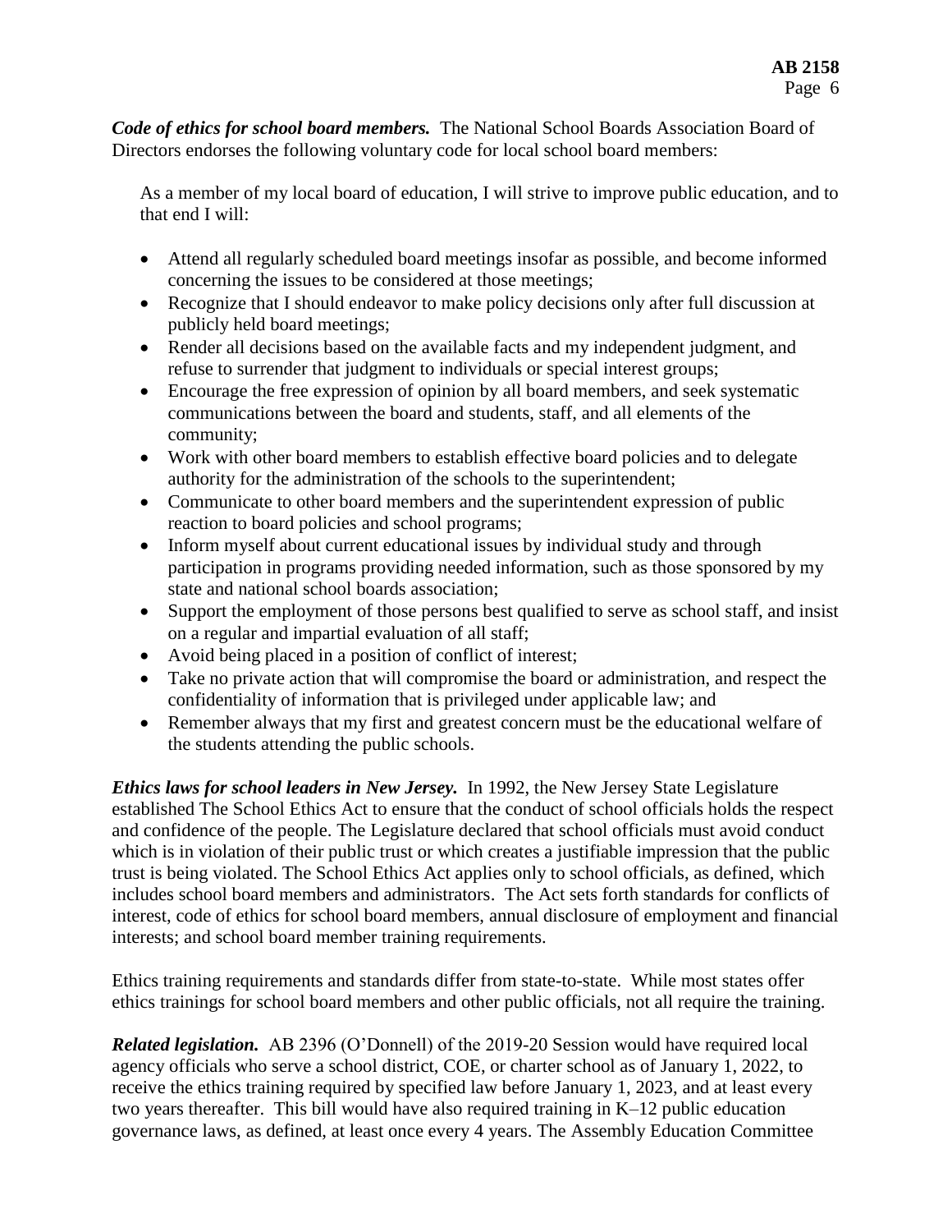***Code of ethics for school board members.*** The National School Boards Association Board of Directors endorses the following voluntary code for local school board members:

> As a member of my local board of education, I will strive to improve public education, and to that end I will:
>
> - Attend all regularly scheduled board meetings insofar as possible, and become informed concerning the issues to be considered at those meetings;
> - Recognize that I should endeavor to make policy decisions only after full discussion at publicly held board meetings;
> - Render all decisions based on the available facts and my independent judgment, and refuse to surrender that judgment to individuals or special interest groups;
> - Encourage the free expression of opinion by all board members, and seek systematic communications between the board and students, staff, and all elements of the community;
> - Work with other board members to establish effective board policies and to delegate authority for the administration of the schools to the superintendent;
> - Communicate to other board members and the superintendent expression of public reaction to board policies and school programs;
> - Inform myself about current educational issues by individual study and through participation in programs providing needed information, such as those sponsored by my state and national school boards association;
> - Support the employment of those persons best qualified to serve as school staff, and insist on a regular and impartial evaluation of all staff;
> - Avoid being placed in a position of conflict of interest;
> - Take no private action that will compromise the board or administration, and respect the confidentiality of information that is privileged under applicable law; and
> - Remember always that my first and greatest concern must be the educational welfare of the students attending the public schools.

***Ethics laws for school leaders in New Jersey.*** In 1992, the New Jersey State Legislature established The School Ethics Act to ensure that the conduct of school officials holds the respect and confidence of the people. The Legislature declared that school officials must avoid conduct which is in violation of their public trust or which creates a justifiable impression that the public trust is being violated. The School Ethics Act applies only to school officials, as defined, which includes school board members and administrators. The Act sets forth standards for conflicts of interest, code of ethics for school board members, annual disclosure of employment and financial interests; and school board member training requirements.

Ethics training requirements and standards differ from state-to-state. While most states offer ethics trainings for school board members and other public officials, not all require the training.

***Related legislation.*** AB 2396 (O'Donnell) of the 2019-20 Session would have required local agency officials who serve a school district, COE, or charter school as of January 1, 2022, to receive the ethics training required by specified law before January 1, 2023, and at least every two years thereafter. This bill would have also required training in K–12 public education governance laws, as defined, at least once every 4 years. The Assembly Education Committee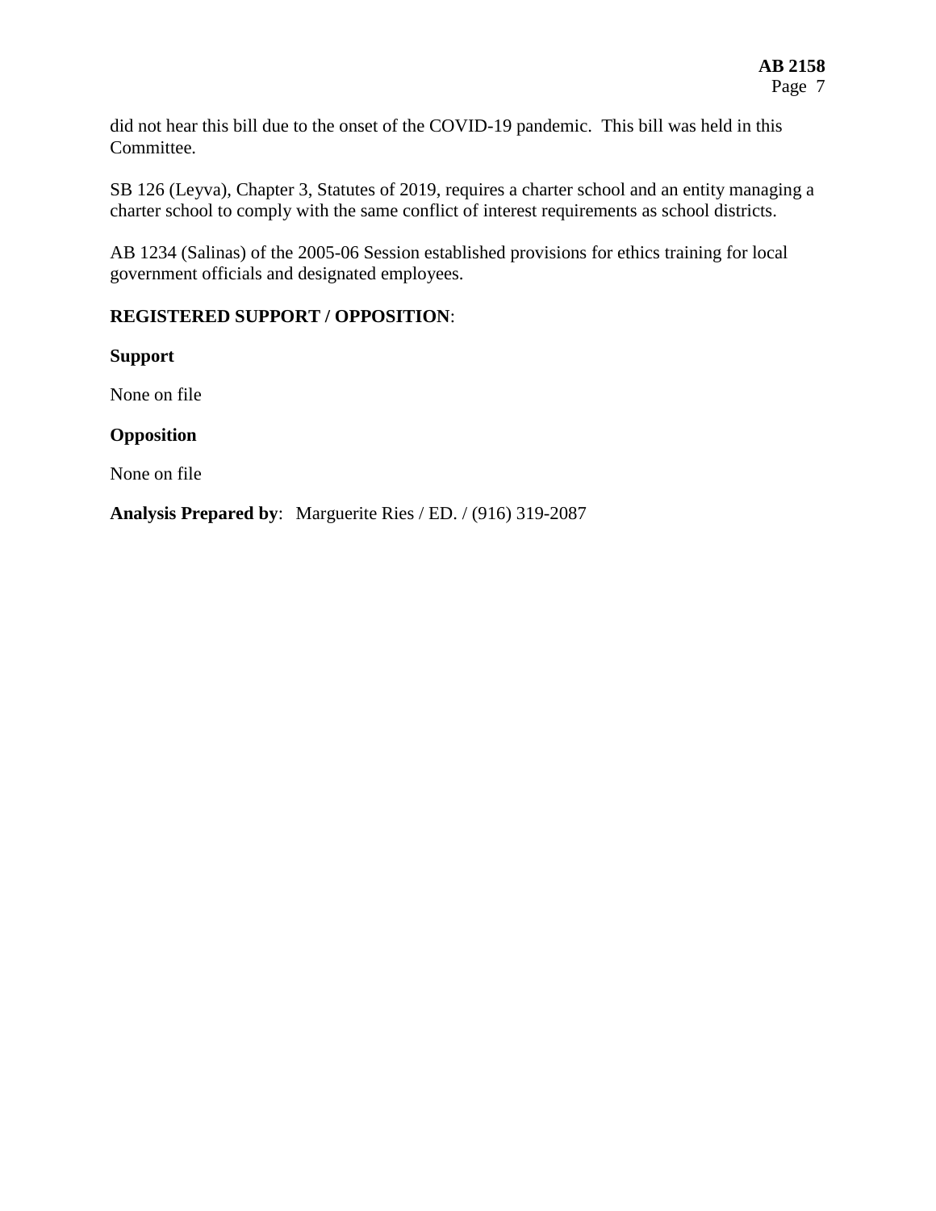did not hear this bill due to the onset of the COVID-19 pandemic. This bill was held in this Committee.

SB 126 (Leyva), Chapter 3, Statutes of 2019, requires a charter school and an entity managing a charter school to comply with the same conflict of interest requirements as school districts.

AB 1234 (Salinas) of the 2005-06 Session established provisions for ethics training for local government officials and designated employees.

**REGISTERED SUPPORT / OPPOSITION**:

**Support**

None on file

**Opposition**

None on file

**Analysis Prepared by**: Marguerite Ries / ED. / (916) 319-2087